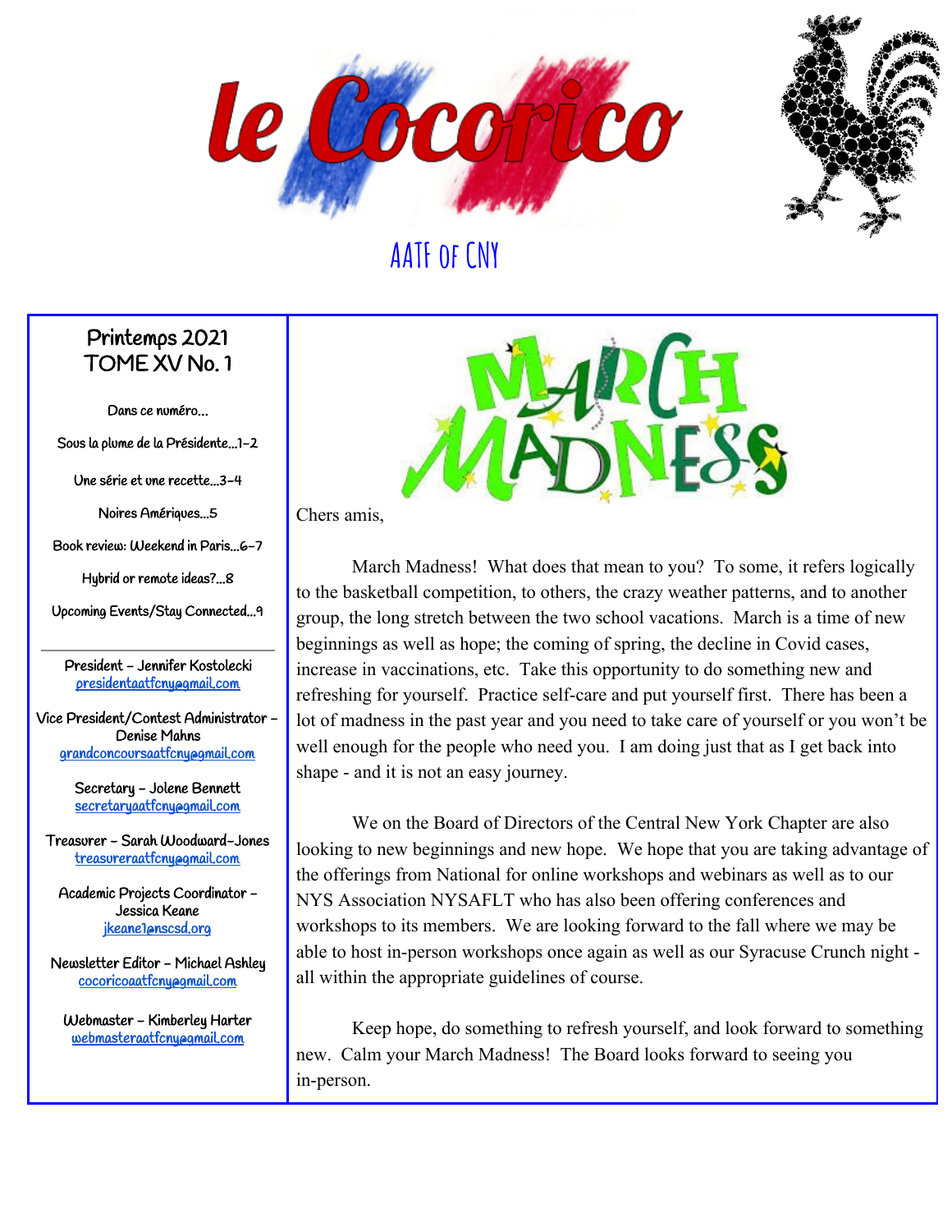# le Cocorico

AATF of CNY

**Printemps 2021**
**TOME XV No. 1**

Dans ce numéro…

Sous la plume de la Présidente…1-2

Une série et une recette…3-4

Noires Amériques…5

Book review: Weekend in Paris…6-7

Hybrid or remote ideas?…8

Upcoming Events/Stay Connected…9

---

President – Jennifer Kostolecki
presidentaatfcny@gmail.com

Vice President/Contest Administrator – Denise Mahns
grandconcoursaatfcny@gmail.com

Secretary – Jolene Bennett
secretaryaatfcny@gmail.com

Treasurer – Sarah Woodward-Jones
treasureraatfcny@gmail.com

Academic Projects Coordinator – Jessica Keane
jkeane1@nscsd.org

Newsletter Editor – Michael Ashley
cocoricoaatfcny@gmail.com

Webmaster – Kimberley Harter
webmasteraatfcny@gmail.com

---

## MARCH MADNESS

Chers amis,

March Madness! What does that mean to you? To some, it refers logically to the basketball competition, to others, the crazy weather patterns, and to another group, the long stretch between the two school vacations. March is a time of new beginnings as well as hope; the coming of spring, the decline in Covid cases, increase in vaccinations, etc. Take this opportunity to do something new and refreshing for yourself. Practice self-care and put yourself first. There has been a lot of madness in the past year and you need to take care of yourself or you won't be well enough for the people who need you. I am doing just that as I get back into shape - and it is not an easy journey.

We on the Board of Directors of the Central New York Chapter are also looking to new beginnings and new hope. We hope that you are taking advantage of the offerings from National for online workshops and webinars as well as to our NYS Association NYSAFLT who has also been offering conferences and workshops to its members. We are looking forward to the fall where we may be able to host in-person workshops once again as well as our Syracuse Crunch night - all within the appropriate guidelines of course.

Keep hope, do something to refresh yourself, and look forward to something new. Calm your March Madness! The Board looks forward to seeing you in-person.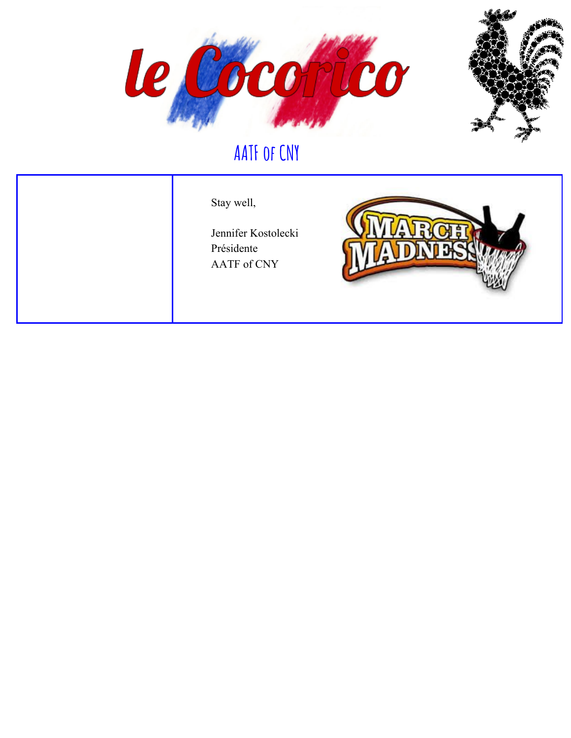Stay well,

Jennifer Kostolecki
Présidente
AATF of CNY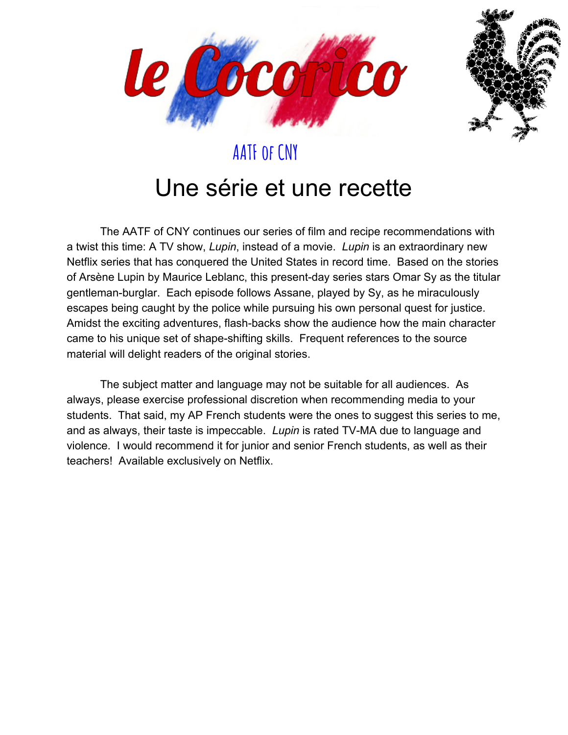# le Cocorico

AATF of CNY

## Une série et une recette

The AATF of CNY continues our series of film and recipe recommendations with a twist this time: A TV show, *Lupin*, instead of a movie. *Lupin* is an extraordinary new Netflix series that has conquered the United States in record time. Based on the stories of Arsène Lupin by Maurice Leblanc, this present-day series stars Omar Sy as the titular gentleman-burglar. Each episode follows Assane, played by Sy, as he miraculously escapes being caught by the police while pursuing his own personal quest for justice. Amidst the exciting adventures, flash-backs show the audience how the main character came to his unique set of shape-shifting skills. Frequent references to the source material will delight readers of the original stories.

The subject matter and language may not be suitable for all audiences. As always, please exercise professional discretion when recommending media to your students. That said, my AP French students were the ones to suggest this series to me, and as always, their taste is impeccable. *Lupin* is rated TV-MA due to language and violence. I would recommend it for junior and senior French students, as well as their teachers! Available exclusively on Netflix.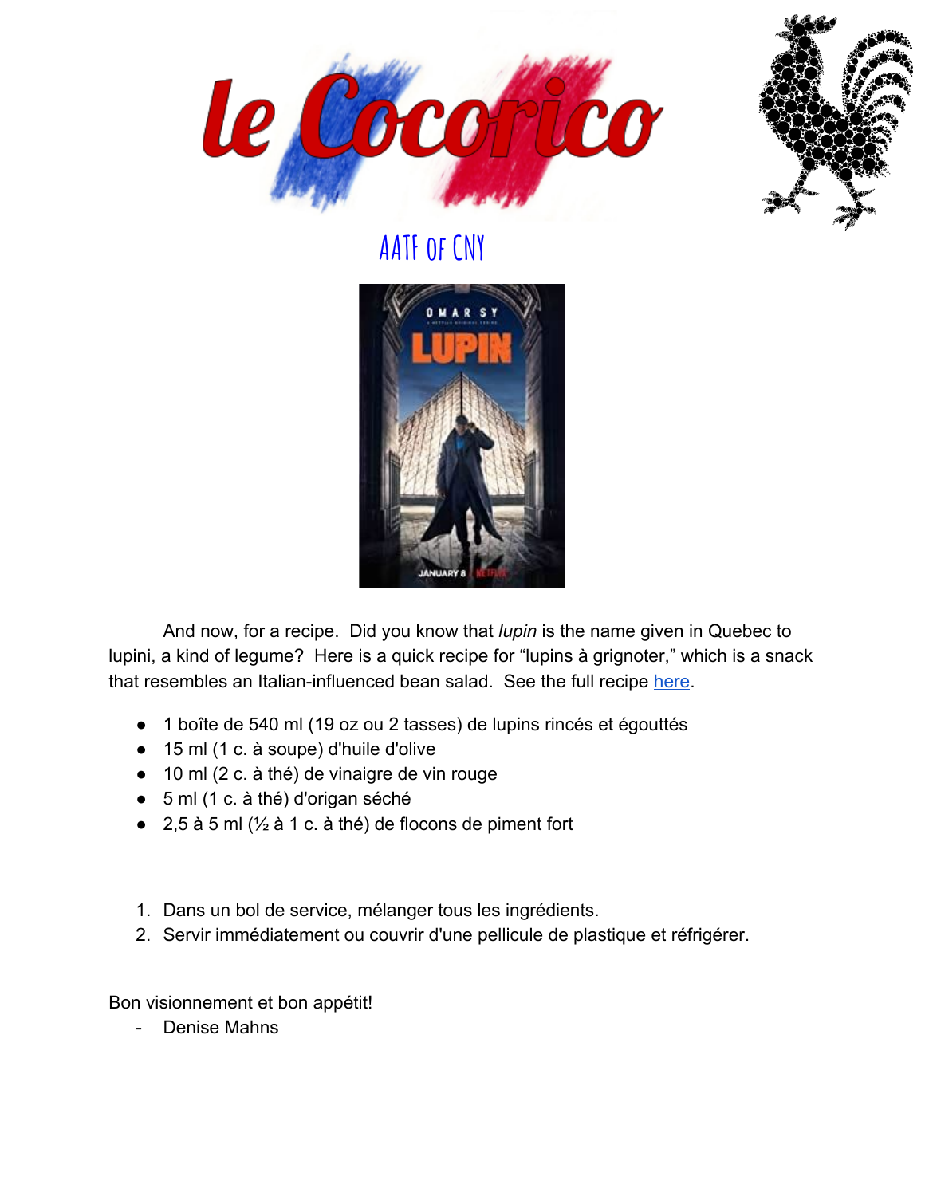# le Cocorico

AATF of CNY

And now, for a recipe. Did you know that *lupin* is the name given in Quebec to lupini, a kind of legume? Here is a quick recipe for "lupins à grignoter," which is a snack that resembles an Italian-influenced bean salad. See the full recipe here.

- 1 boîte de 540 ml (19 oz ou 2 tasses) de lupins rincés et égouttés
- 15 ml (1 c. à soupe) d'huile d'olive
- 10 ml (2 c. à thé) de vinaigre de vin rouge
- 5 ml (1 c. à thé) d'origan séché
- 2,5 à 5 ml (½ à 1 c. à thé) de flocons de piment fort

1. Dans un bol de service, mélanger tous les ingrédients.
2. Servir immédiatement ou couvrir d'une pellicule de plastique et réfrigérer.

Bon visionnement et bon appétit!

- Denise Mahns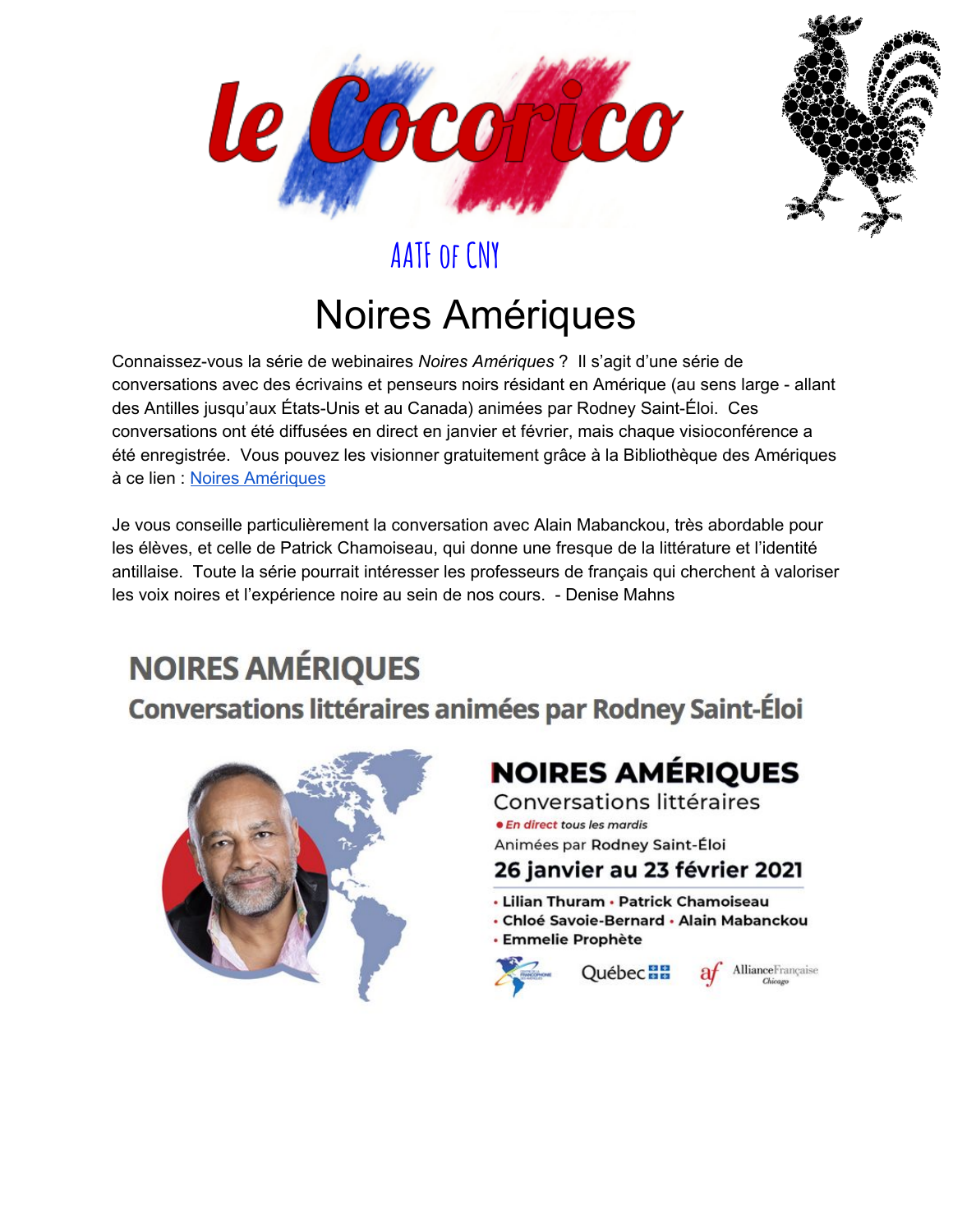# le Cocorico

AATF of CNY

## Noires Amériques

Connaissez-vous la série de webinaires *Noires Amériques* ? Il s'agit d'une série de conversations avec des écrivains et penseurs noirs résidant en Amérique (au sens large - allant des Antilles jusqu'aux États-Unis et au Canada) animées par Rodney Saint-Éloi. Ces conversations ont été diffusées en direct en janvier et février, mais chaque visioconférence a été enregistrée. Vous pouvez les visionner gratuitement grâce à la Bibliothèque des Amériques à ce lien : Noires Amériques

Je vous conseille particulièrement la conversation avec Alain Mabanckou, très abordable pour les élèves, et celle de Patrick Chamoiseau, qui donne une fresque de la littérature et l'identité antillaise. Toute la série pourrait intéresser les professeurs de français qui cherchent à valoriser les voix noires et l'expérience noire au sein de nos cours. - Denise Mahns

**NOIRES AMÉRIQUES**

**Conversations littéraires animées par Rodney Saint-Éloi**

**NOIRES AMÉRIQUES**

Conversations littéraires

● *En direct tous les mardis*

Animées par **Rodney Saint-Éloi**

**26 janvier au 23 février 2021**

- **Lilian Thuram** • **Patrick Chamoiseau**
- **Chloé Savoie-Bernard** • **Alain Mabanckou**
- **Emmelie Prophète**

Québec · Alliance Française Chicago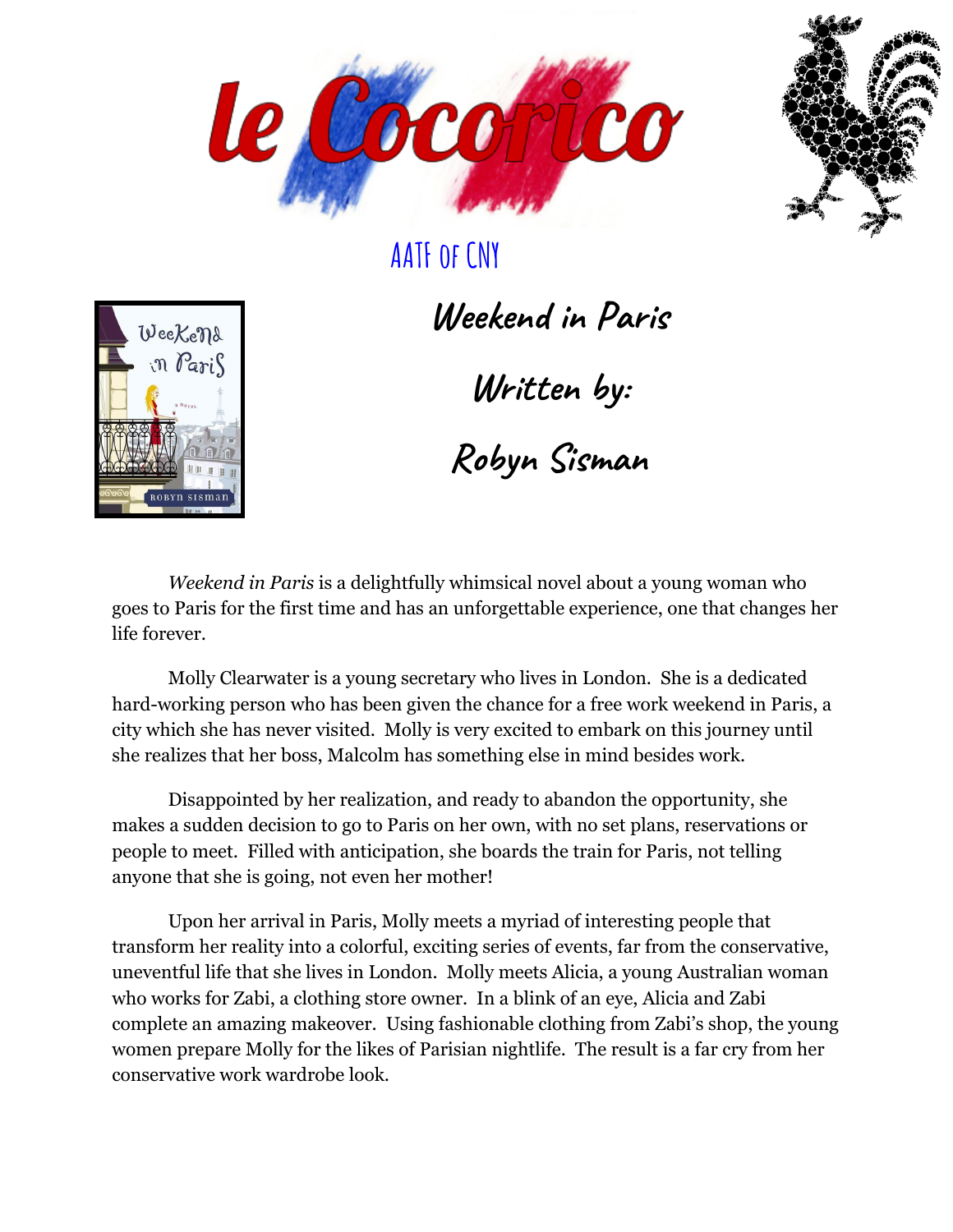# le Cocorico

AATF of CNY

## *Weekend in Paris*

## Written by:

## Robyn Sisman

*Weekend in Paris* is a delightfully whimsical novel about a young woman who goes to Paris for the first time and has an unforgettable experience, one that changes her life forever.

Molly Clearwater is a young secretary who lives in London. She is a dedicated hard-working person who has been given the chance for a free work weekend in Paris, a city which she has never visited. Molly is very excited to embark on this journey until she realizes that her boss, Malcolm has something else in mind besides work.

Disappointed by her realization, and ready to abandon the opportunity, she makes a sudden decision to go to Paris on her own, with no set plans, reservations or people to meet. Filled with anticipation, she boards the train for Paris, not telling anyone that she is going, not even her mother!

Upon her arrival in Paris, Molly meets a myriad of interesting people that transform her reality into a colorful, exciting series of events, far from the conservative, uneventful life that she lives in London. Molly meets Alicia, a young Australian woman who works for Zabi, a clothing store owner. In a blink of an eye, Alicia and Zabi complete an amazing makeover. Using fashionable clothing from Zabi's shop, the young women prepare Molly for the likes of Parisian nightlife. The result is a far cry from her conservative work wardrobe look.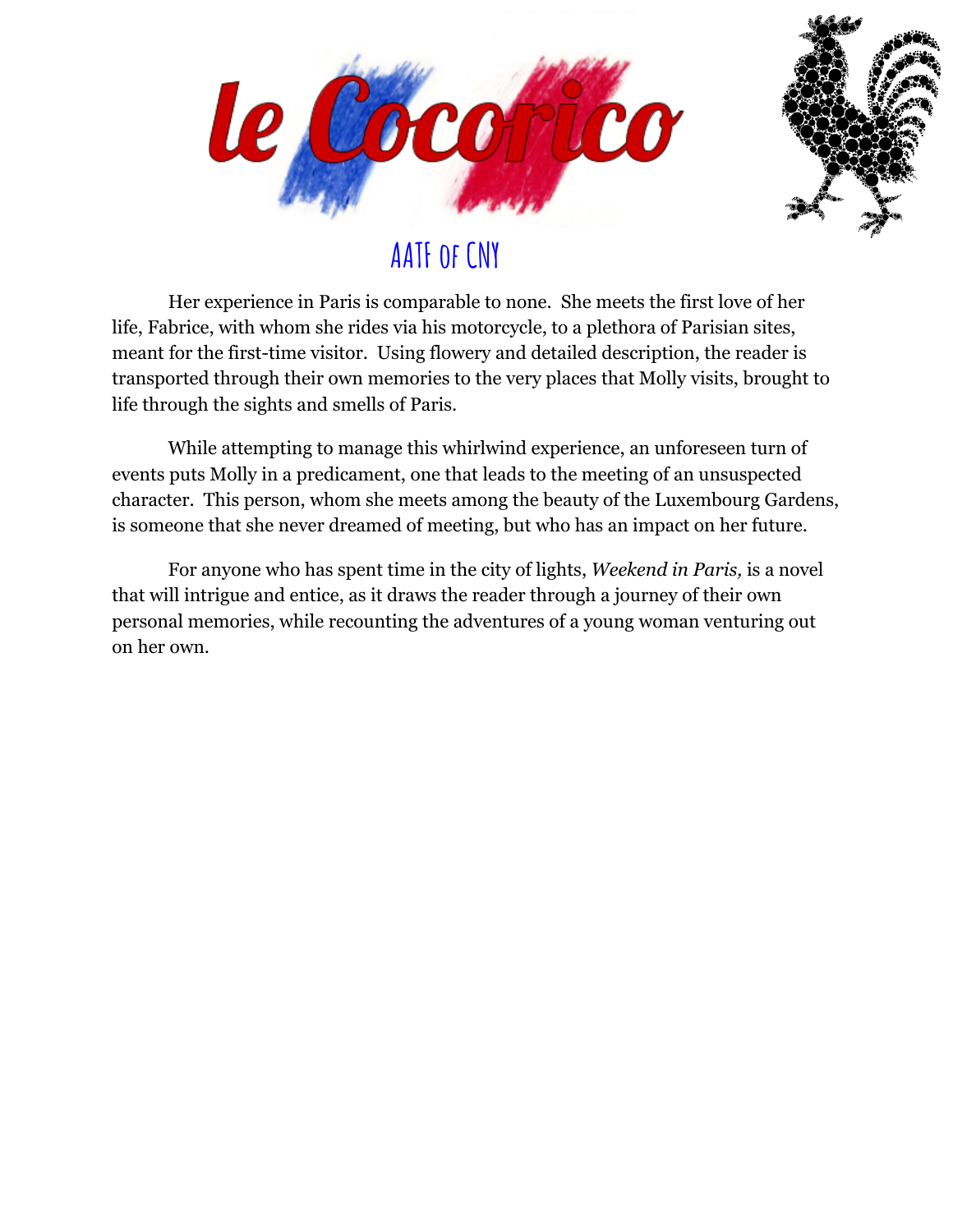Her experience in Paris is comparable to none. She meets the first love of her life, Fabrice, with whom she rides via his motorcycle, to a plethora of Parisian sites, meant for the first-time visitor. Using flowery and detailed description, the reader is transported through their own memories to the very places that Molly visits, brought to life through the sights and smells of Paris.

While attempting to manage this whirlwind experience, an unforeseen turn of events puts Molly in a predicament, one that leads to the meeting of an unsuspected character. This person, whom she meets among the beauty of the Luxembourg Gardens, is someone that she never dreamed of meeting, but who has an impact on her future.

For anyone who has spent time in the city of lights, *Weekend in Paris,* is a novel that will intrigue and entice, as it draws the reader through a journey of their own personal memories, while recounting the adventures of a young woman venturing out on her own.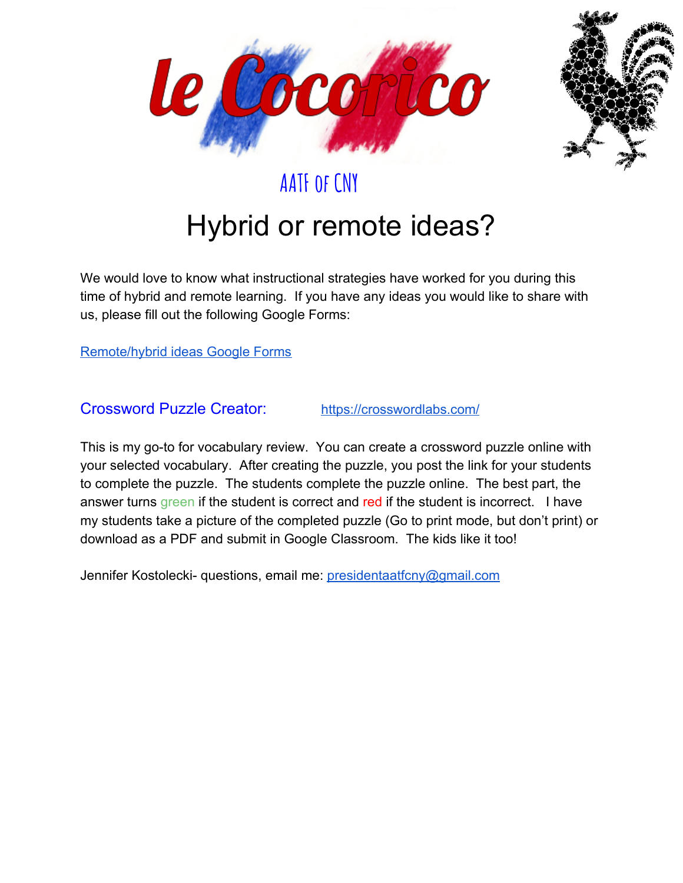# le Cocorico

AATF of CNY

## Hybrid or remote ideas?

We would love to know what instructional strategies have worked for you during this time of hybrid and remote learning. If you have any ideas you would like to share with us, please fill out the following Google Forms:

[Remote/hybrid ideas Google Forms]()

### Crossword Puzzle Creator: https://crosswordlabs.com/

This is my go-to for vocabulary review. You can create a crossword puzzle online with your selected vocabulary. After creating the puzzle, you post the link for your students to complete the puzzle. The students complete the puzzle online. The best part, the answer turns green if the student is correct and red if the student is incorrect. I have my students take a picture of the completed puzzle (Go to print mode, but don't print) or download as a PDF and submit in Google Classroom. The kids like it too!

Jennifer Kostolecki- questions, email me: presidentaatfcny@gmail.com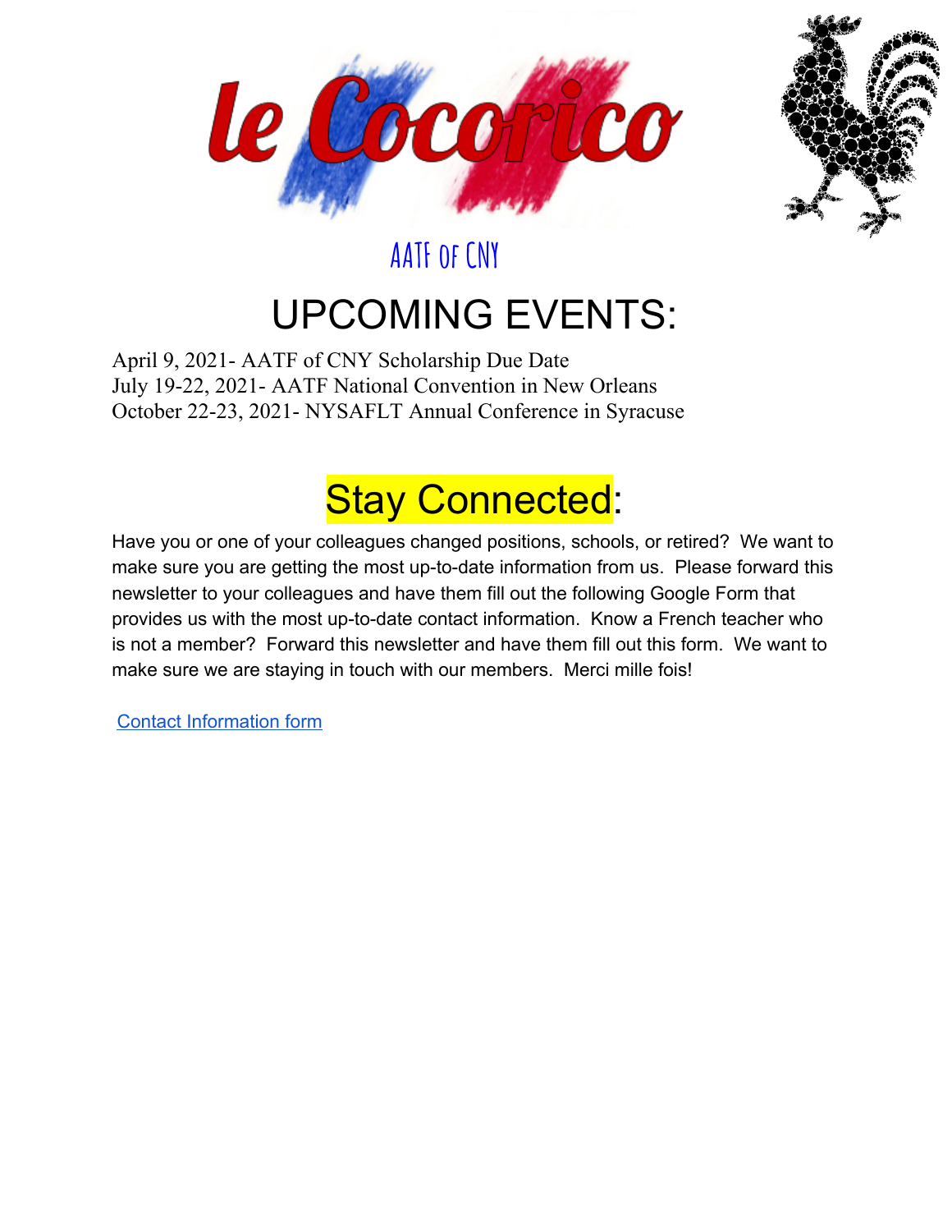# le Cocorico

AATF of CNY

# UPCOMING EVENTS:

April 9, 2021- AATF of CNY Scholarship Due Date
July 19-22, 2021- AATF National Convention in New Orleans
October 22-23, 2021- NYSAFLT Annual Conference in Syracuse

# Stay Connected:

Have you or one of your colleagues changed positions, schools, or retired? We want to make sure you are getting the most up-to-date information from us. Please forward this newsletter to your colleagues and have them fill out the following Google Form that provides us with the most up-to-date contact information. Know a French teacher who is not a member? Forward this newsletter and have them fill out this form. We want to make sure we are staying in touch with our members. Merci mille fois!

Contact Information form